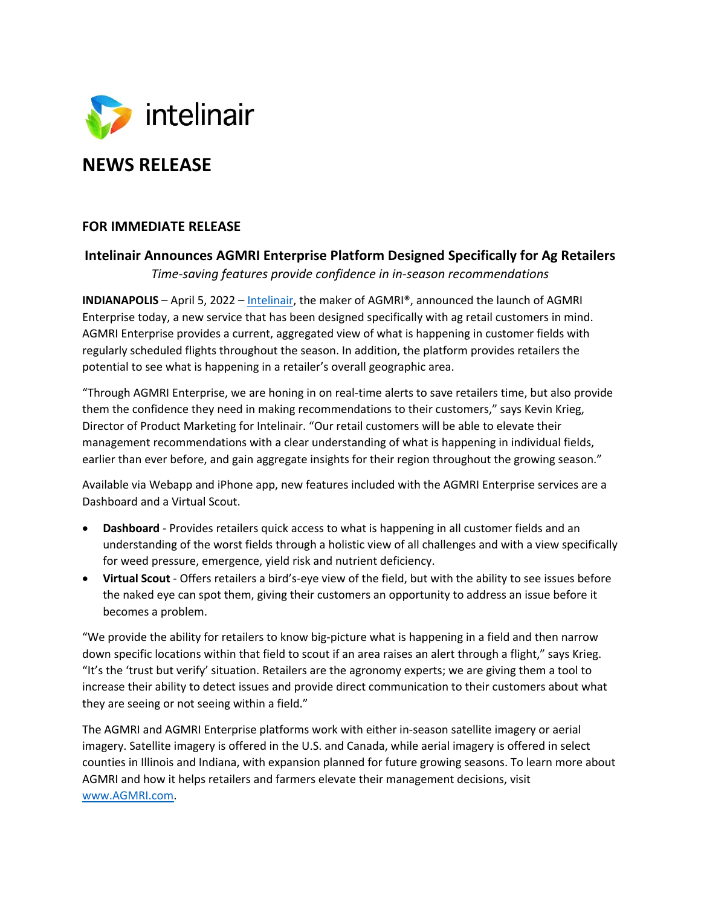intelinair

# NEWS RELEASE

## FOR IMMEDIATE RELEASE

### Intelinair Announces AGMRI Enterprise Platform Designed Specifically for Ag Retailers

*Time-saving features provide confidence in in-season recommendations*

**INDIANAPOLIS** – April 5, 2022 – Intelinair, the maker of AGMRI®, announced the launch of AGMRI Enterprise today, a new service that has been designed specifically with ag retail customers in mind. AGMRI Enterprise provides a current, aggregated view of what is happening in customer fields with regularly scheduled flights throughout the season. In addition, the platform provides retailers the potential to see what is happening in a retailer's overall geographic area.

"Through AGMRI Enterprise, we are honing in on real-time alerts to save retailers time, but also provide them the confidence they need in making recommendations to their customers," says Kevin Krieg, Director of Product Marketing for Intelinair. "Our retail customers will be able to elevate their management recommendations with a clear understanding of what is happening in individual fields, earlier than ever before, and gain aggregate insights for their region throughout the growing season."

Available via Webapp and iPhone app, new features included with the AGMRI Enterprise services are a Dashboard and a Virtual Scout.

- **Dashboard** - Provides retailers quick access to what is happening in all customer fields and an understanding of the worst fields through a holistic view of all challenges and with a view specifically for weed pressure, emergence, yield risk and nutrient deficiency.
- **Virtual Scout** - Offers retailers a bird's-eye view of the field, but with the ability to see issues before the naked eye can spot them, giving their customers an opportunity to address an issue before it becomes a problem.

"We provide the ability for retailers to know big-picture what is happening in a field and then narrow down specific locations within that field to scout if an area raises an alert through a flight," says Krieg. "It's the 'trust but verify' situation. Retailers are the agronomy experts; we are giving them a tool to increase their ability to detect issues and provide direct communication to their customers about what they are seeing or not seeing within a field."

The AGMRI and AGMRI Enterprise platforms work with either in-season satellite imagery or aerial imagery. Satellite imagery is offered in the U.S. and Canada, while aerial imagery is offered in select counties in Illinois and Indiana, with expansion planned for future growing seasons. To learn more about AGMRI and how it helps retailers and farmers elevate their management decisions, visit www.AGMRI.com.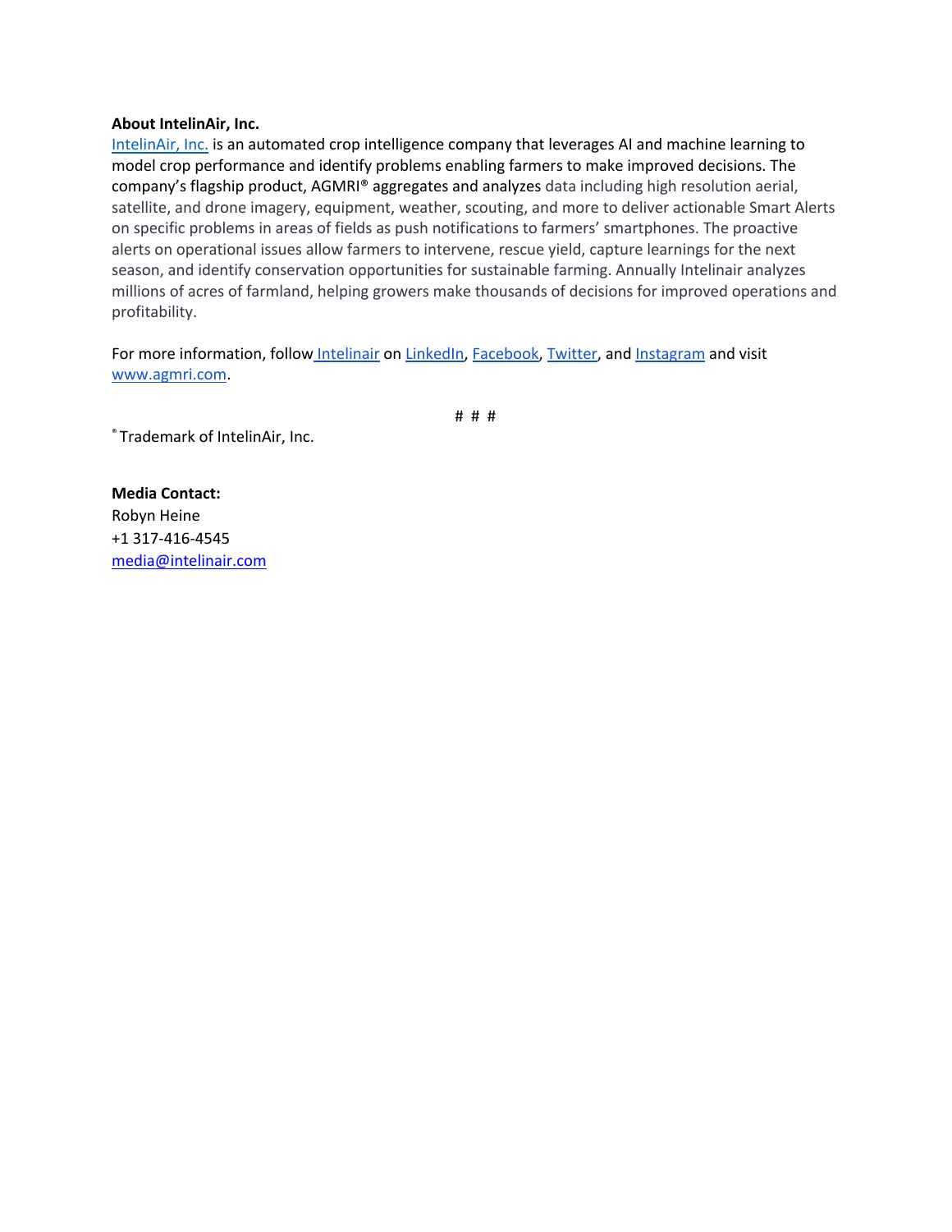**About IntelinAir, Inc.**

IntelinAir, Inc. is an automated crop intelligence company that leverages AI and machine learning to model crop performance and identify problems enabling farmers to make improved decisions. The company's flagship product, AGMRI® aggregates and analyzes data including high resolution aerial, satellite, and drone imagery, equipment, weather, scouting, and more to deliver actionable Smart Alerts on specific problems in areas of fields as push notifications to farmers' smartphones. The proactive alerts on operational issues allow farmers to intervene, rescue yield, capture learnings for the next season, and identify conservation opportunities for sustainable farming. Annually Intelinair analyzes millions of acres of farmland, helping growers make thousands of decisions for improved operations and profitability.

For more information, follow Intelinair on LinkedIn, Facebook, Twitter, and Instagram and visit www.agmri.com.

# # #

® Trademark of IntelinAir, Inc.

**Media Contact:**
Robyn Heine
+1 317-416-4545
media@intelinair.com